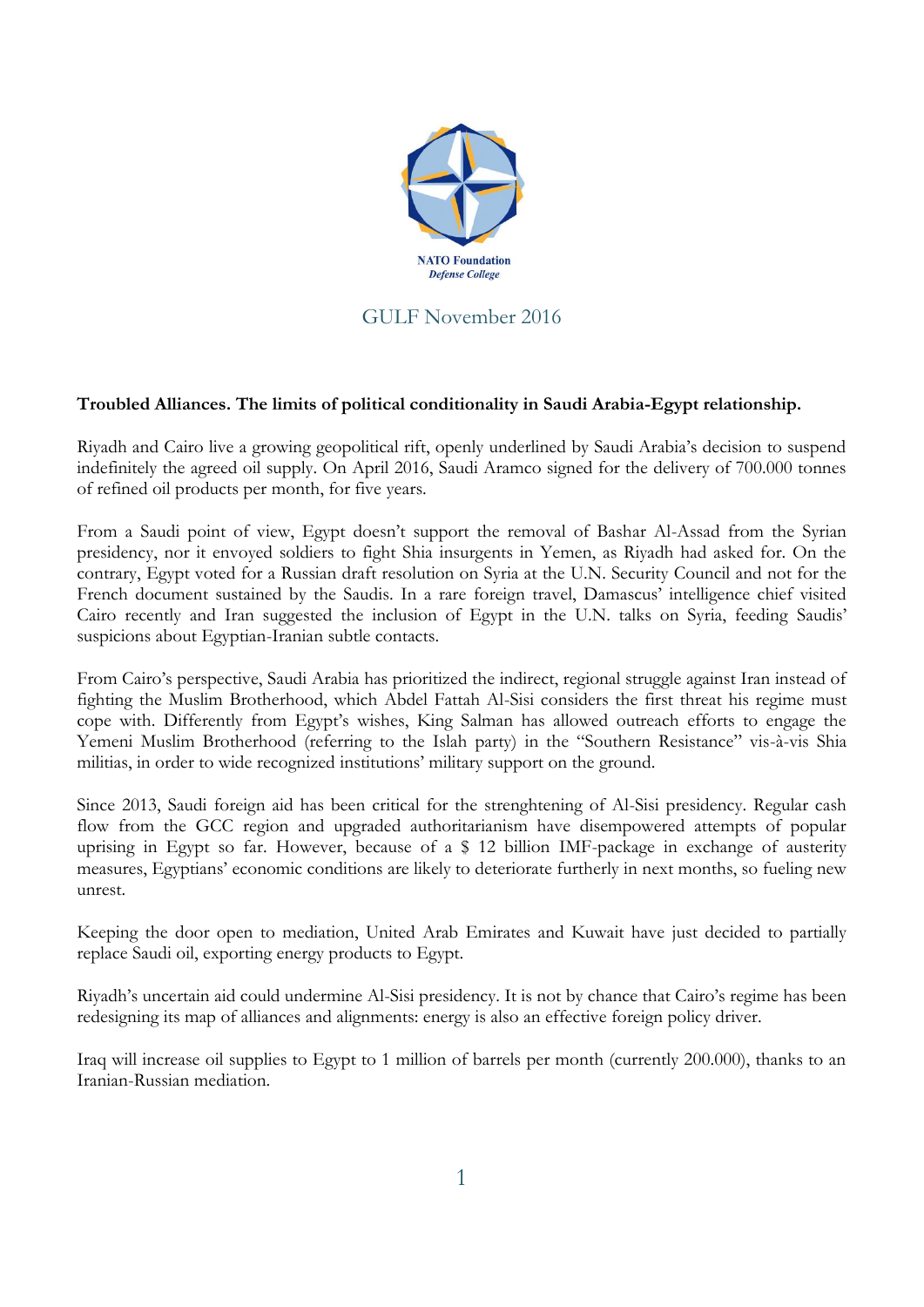NATO Foundation
*Defense College*

GULF November 2016

**Troubled Alliances. The limits of political conditionality in Saudi Arabia-Egypt relationship.**

Riyadh and Cairo live a growing geopolitical rift, openly underlined by Saudi Arabia's decision to suspend indefinitely the agreed oil supply. On April 2016, Saudi Aramco signed for the delivery of 700.000 tonnes of refined oil products per month, for five years.

From a Saudi point of view, Egypt doesn't support the removal of Bashar Al-Assad from the Syrian presidency, nor it envoyed soldiers to fight Shia insurgents in Yemen, as Riyadh had asked for. On the contrary, Egypt voted for a Russian draft resolution on Syria at the U.N. Security Council and not for the French document sustained by the Saudis. In a rare foreign travel, Damascus' intelligence chief visited Cairo recently and Iran suggested the inclusion of Egypt in the U.N. talks on Syria, feeding Saudis' suspicions about Egyptian-Iranian subtle contacts.

From Cairo's perspective, Saudi Arabia has prioritized the indirect, regional struggle against Iran instead of fighting the Muslim Brotherhood, which Abdel Fattah Al-Sisi considers the first threat his regime must cope with. Differently from Egypt's wishes, King Salman has allowed outreach efforts to engage the Yemeni Muslim Brotherhood (referring to the Islah party) in the "Southern Resistance" vis-à-vis Shia militias, in order to wide recognized institutions' military support on the ground.

Since 2013, Saudi foreign aid has been critical for the strenghtening of Al-Sisi presidency. Regular cash flow from the GCC region and upgraded authoritarianism have disempowered attempts of popular uprising in Egypt so far. However, because of a $ 12 billion IMF-package in exchange of austerity measures, Egyptians' economic conditions are likely to deteriorate furtherly in next months, so fueling new unrest.

Keeping the door open to mediation, United Arab Emirates and Kuwait have just decided to partially replace Saudi oil, exporting energy products to Egypt.

Riyadh's uncertain aid could undermine Al-Sisi presidency. It is not by chance that Cairo's regime has been redesigning its map of alliances and alignments: energy is also an effective foreign policy driver.

Iraq will increase oil supplies to Egypt to 1 million of barrels per month (currently 200.000), thanks to an Iranian-Russian mediation.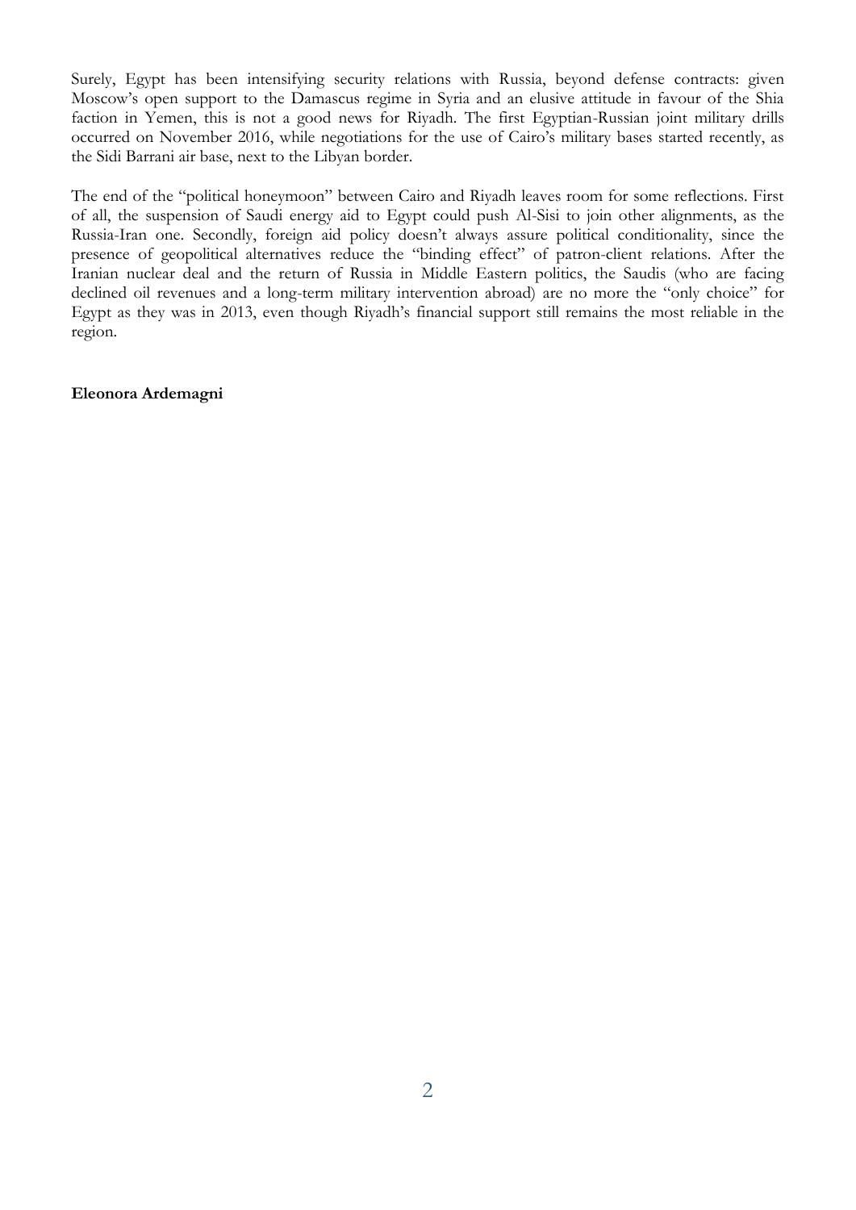Surely, Egypt has been intensifying security relations with Russia, beyond defense contracts: given Moscow's open support to the Damascus regime in Syria and an elusive attitude in favour of the Shia faction in Yemen, this is not a good news for Riyadh. The first Egyptian-Russian joint military drills occurred on November 2016, while negotiations for the use of Cairo's military bases started recently, as the Sidi Barrani air base, next to the Libyan border.

The end of the "political honeymoon" between Cairo and Riyadh leaves room for some reflections. First of all, the suspension of Saudi energy aid to Egypt could push Al-Sisi to join other alignments, as the Russia-Iran one. Secondly, foreign aid policy doesn't always assure political conditionality, since the presence of geopolitical alternatives reduce the "binding effect" of patron-client relations. After the Iranian nuclear deal and the return of Russia in Middle Eastern politics, the Saudis (who are facing declined oil revenues and a long-term military intervention abroad) are no more the "only choice" for Egypt as they was in 2013, even though Riyadh's financial support still remains the most reliable in the region.

**Eleonora Ardemagni**